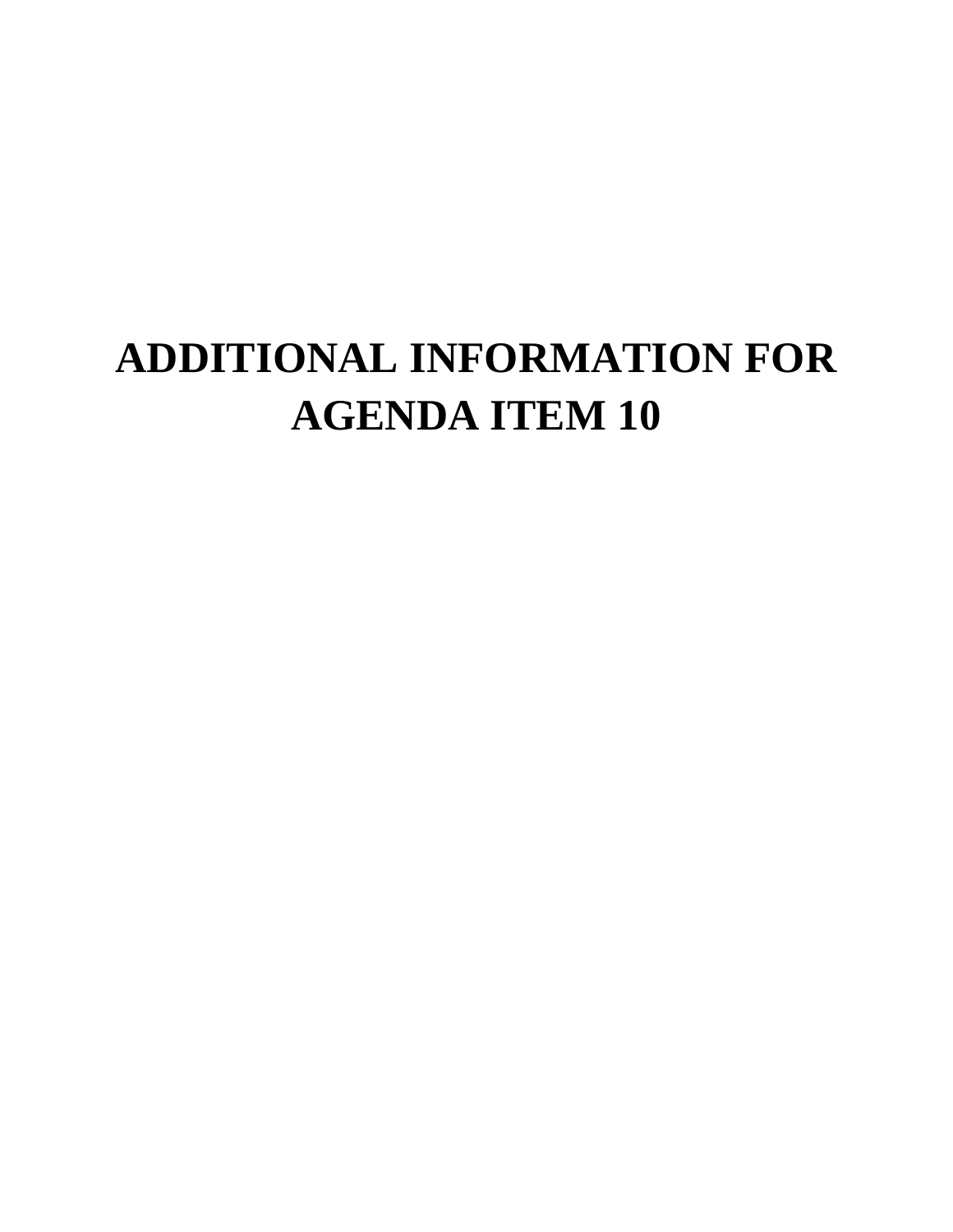# ADDITIONAL INFORMATION FOR AGENDA ITEM 10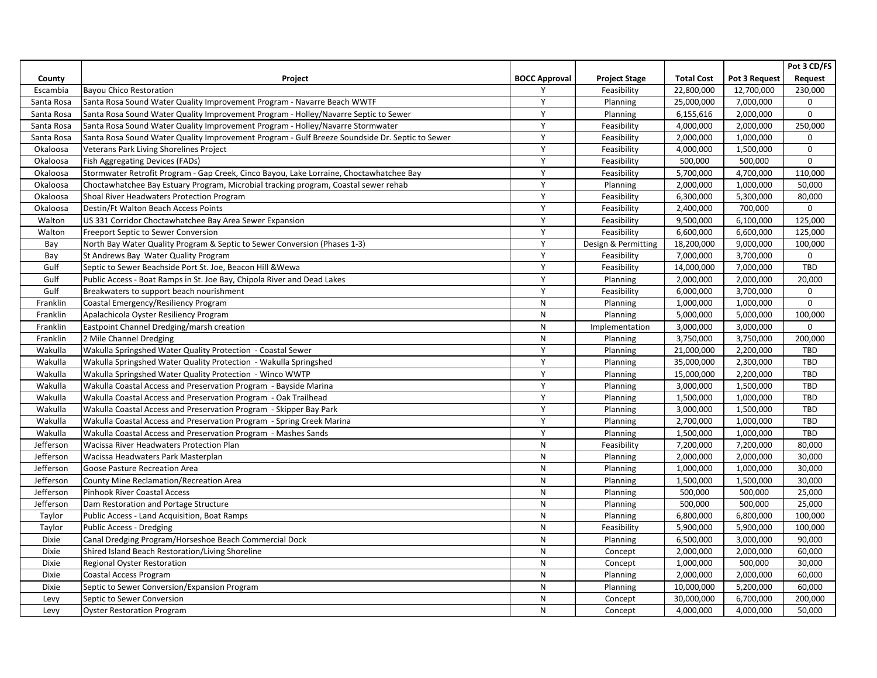| County | Project | BOCC Approval | Project Stage | Total Cost | Pot 3 Request | Pot 3 CD/FS Request |
|---|---|---|---|---|---|---|
| Escambia | Bayou Chico Restoration | Y | Feasibility | 22,800,000 | 12,700,000 | 230,000 |
| Santa Rosa | Santa Rosa Sound Water Quality Improvement Program - Navarre Beach WWTF | Y | Planning | 25,000,000 | 7,000,000 | 0 |
| Santa Rosa | Santa Rosa Sound Water Quality Improvement Program - Holley/Navarre Septic to Sewer | Y | Planning | 6,155,616 | 2,000,000 | 0 |
| Santa Rosa | Santa Rosa Sound Water Quality Improvement Program - Holley/Navarre Stormwater | Y | Feasibility | 4,000,000 | 2,000,000 | 250,000 |
| Santa Rosa | Santa Rosa Sound Water Quality Improvement Program - Gulf Breeze Soundside Dr. Septic to Sewer | Y | Feasibility | 2,000,000 | 1,000,000 | 0 |
| Okaloosa | Veterans Park Living Shorelines Project | Y | Feasibility | 4,000,000 | 1,500,000 | 0 |
| Okaloosa | Fish Aggregating Devices (FADs) | Y | Feasibility | 500,000 | 500,000 | 0 |
| Okaloosa | Stormwater Retrofit Program - Gap Creek, Cinco Bayou, Lake Lorraine, Choctawhatchee Bay | Y | Feasibility | 5,700,000 | 4,700,000 | 110,000 |
| Okaloosa | Choctawhatchee Bay Estuary Program, Microbial tracking program, Coastal sewer rehab | Y | Planning | 2,000,000 | 1,000,000 | 50,000 |
| Okaloosa | Shoal River Headwaters Protection Program | Y | Feasibility | 6,300,000 | 5,300,000 | 80,000 |
| Okaloosa | Destin/Ft Walton Beach Access Points | Y | Feasibility | 2,400,000 | 700,000 | 0 |
| Walton | US 331 Corridor Choctawhatchee Bay Area Sewer Expansion | Y | Feasibility | 9,500,000 | 6,100,000 | 125,000 |
| Walton | Freeport Septic to Sewer Conversion | Y | Feasibility | 6,600,000 | 6,600,000 | 125,000 |
| Bay | North Bay Water Quality Program & Septic to Sewer Conversion (Phases 1-3) | Y | Design & Permitting | 18,200,000 | 9,000,000 | 100,000 |
| Bay | St Andrews Bay Water Quality Program | Y | Feasibility | 7,000,000 | 3,700,000 | 0 |
| Gulf | Septic to Sewer Beachside Port St. Joe, Beacon Hill &Wewa | Y | Feasibility | 14,000,000 | 7,000,000 | TBD |
| Gulf | Public Access - Boat Ramps in St. Joe Bay, Chipola River and Dead Lakes | Y | Planning | 2,000,000 | 2,000,000 | 20,000 |
| Gulf | Breakwaters to support beach nourishment | Y | Feasibility | 6,000,000 | 3,700,000 | 0 |
| Franklin | Coastal Emergency/Resiliency Program | N | Planning | 1,000,000 | 1,000,000 | 0 |
| Franklin | Apalachicola Oyster Resiliency Program | N | Planning | 5,000,000 | 5,000,000 | 100,000 |
| Franklin | Eastpoint Channel Dredging/marsh creation | N | Implementation | 3,000,000 | 3,000,000 | 0 |
| Franklin | 2 Mile Channel Dredging | N | Planning | 3,750,000 | 3,750,000 | 200,000 |
| Wakulla | Wakulla Springshed Water Quality Protection - Coastal Sewer | Y | Planning | 21,000,000 | 2,200,000 | TBD |
| Wakulla | Wakulla Springshed Water Quality Protection - Wakulla Springshed | Y | Planning | 35,000,000 | 2,300,000 | TBD |
| Wakulla | Wakulla Springshed Water Quality Protection - Winco WWTP | Y | Planning | 15,000,000 | 2,200,000 | TBD |
| Wakulla | Wakulla Coastal Access and Preservation Program - Bayside Marina | Y | Planning | 3,000,000 | 1,500,000 | TBD |
| Wakulla | Wakulla Coastal Access and Preservation Program - Oak Trailhead | Y | Planning | 1,500,000 | 1,000,000 | TBD |
| Wakulla | Wakulla Coastal Access and Preservation Program - Skipper Bay Park | Y | Planning | 3,000,000 | 1,500,000 | TBD |
| Wakulla | Wakulla Coastal Access and Preservation Program - Spring Creek Marina | Y | Planning | 2,700,000 | 1,000,000 | TBD |
| Wakulla | Wakulla Coastal Access and Preservation Program - Mashes Sands | Y | Planning | 1,500,000 | 1,000,000 | TBD |
| Jefferson | Wacissa River Headwaters Protection Plan | N | Feasibility | 7,200,000 | 7,200,000 | 80,000 |
| Jefferson | Wacissa Headwaters Park Masterplan | N | Planning | 2,000,000 | 2,000,000 | 30,000 |
| Jefferson | Goose Pasture Recreation Area | N | Planning | 1,000,000 | 1,000,000 | 30,000 |
| Jefferson | County Mine Reclamation/Recreation Area | N | Planning | 1,500,000 | 1,500,000 | 30,000 |
| Jefferson | Pinhook River Coastal Access | N | Planning | 500,000 | 500,000 | 25,000 |
| Jefferson | Dam Restoration and Portage Structure | N | Planning | 500,000 | 500,000 | 25,000 |
| Taylor | Public Access - Land Acquisition, Boat Ramps | N | Planning | 6,800,000 | 6,800,000 | 100,000 |
| Taylor | Public Access - Dredging | N | Feasibility | 5,900,000 | 5,900,000 | 100,000 |
| Dixie | Canal Dredging Program/Horseshoe Beach Commercial Dock | N | Planning | 6,500,000 | 3,000,000 | 90,000 |
| Dixie | Shired Island Beach Restoration/Living Shoreline | N | Concept | 2,000,000 | 2,000,000 | 60,000 |
| Dixie | Regional Oyster Restoration | N | Concept | 1,000,000 | 500,000 | 30,000 |
| Dixie | Coastal Access Program | N | Planning | 2,000,000 | 2,000,000 | 60,000 |
| Dixie | Septic to Sewer Conversion/Expansion Program | N | Planning | 10,000,000 | 5,200,000 | 60,000 |
| Levy | Septic to Sewer Conversion | N | Concept | 30,000,000 | 6,700,000 | 200,000 |
| Levy | Oyster Restoration Program | N | Concept | 4,000,000 | 4,000,000 | 50,000 |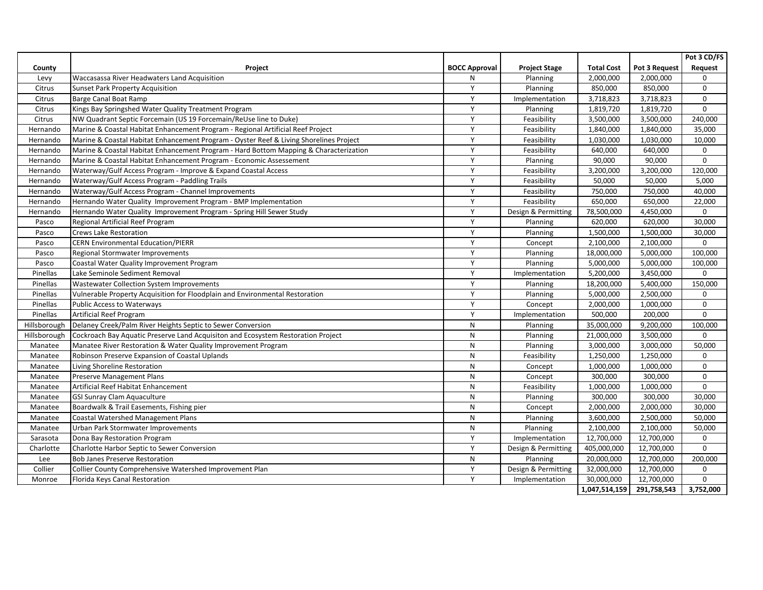| County | Project | BOCC Approval | Project Stage | Total Cost | Pot 3 Request | Pot 3 CD/FS Request |
|---|---|---|---|---|---|---|
| Levy | Waccasassa River Headwaters Land Acquisition | N | Planning | 2,000,000 | 2,000,000 | 0 |
| Citrus | Sunset Park Property Acquisition | Y | Planning | 850,000 | 850,000 | 0 |
| Citrus | Barge Canal Boat Ramp | Y | Implementation | 3,718,823 | 3,718,823 | 0 |
| Citrus | Kings Bay Springshed Water Quality Treatment Program | Y | Planning | 1,819,720 | 1,819,720 | 0 |
| Citrus | NW Quadrant Septic Forcemain (US 19 Forcemain/ReUse line to Duke) | Y | Feasibility | 3,500,000 | 3,500,000 | 240,000 |
| Hernando | Marine & Coastal Habitat Enhancement Program - Regional Artificial Reef Project | Y | Feasibility | 1,840,000 | 1,840,000 | 35,000 |
| Hernando | Marine & Coastal Habitat Enhancement Program - Oyster Reef & Living Shorelines Project | Y | Feasibility | 1,030,000 | 1,030,000 | 10,000 |
| Hernando | Marine & Coastal Habitat Enhancement Program - Hard Bottom Mapping & Characterization | Y | Feasibility | 640,000 | 640,000 | 0 |
| Hernando | Marine & Coastal Habitat Enhancement Program - Economic Assessement | Y | Planning | 90,000 | 90,000 | 0 |
| Hernando | Waterway/Gulf Access Program - Improve & Expand Coastal Access | Y | Feasibility | 3,200,000 | 3,200,000 | 120,000 |
| Hernando | Waterway/Gulf Access Program - Paddling Trails | Y | Feasibility | 50,000 | 50,000 | 5,000 |
| Hernando | Waterway/Gulf Access Program - Channel Improvements | Y | Feasibility | 750,000 | 750,000 | 40,000 |
| Hernando | Hernando Water Quality Improvement Program - BMP Implementation | Y | Feasibility | 650,000 | 650,000 | 22,000 |
| Hernando | Hernando Water Quality Improvement Program - Spring Hill Sewer Study | Y | Design & Permitting | 78,500,000 | 4,450,000 | 0 |
| Pasco | Regional Artificial Reef Program | Y | Planning | 620,000 | 620,000 | 30,000 |
| Pasco | Crews Lake Restoration | Y | Planning | 1,500,000 | 1,500,000 | 30,000 |
| Pasco | CERN Environmental Education/PIERR | Y | Concept | 2,100,000 | 2,100,000 | 0 |
| Pasco | Regional Stormwater Improvements | Y | Planning | 18,000,000 | 5,000,000 | 100,000 |
| Pasco | Coastal Water Quality Improvement Program | Y | Planning | 5,000,000 | 5,000,000 | 100,000 |
| Pinellas | Lake Seminole Sediment Removal | Y | Implementation | 5,200,000 | 3,450,000 | 0 |
| Pinellas | Wastewater Collection System Improvements | Y | Planning | 18,200,000 | 5,400,000 | 150,000 |
| Pinellas | Vulnerable Property Acquisition for Floodplain and Environmental Restoration | Y | Planning | 5,000,000 | 2,500,000 | 0 |
| Pinellas | Public Access to Waterways | Y | Concept | 2,000,000 | 1,000,000 | 0 |
| Pinellas | Artificial Reef Program | Y | Implementation | 500,000 | 200,000 | 0 |
| Hillsborough | Delaney Creek/Palm River Heights Septic to Sewer Conversion | N | Planning | 35,000,000 | 9,200,000 | 100,000 |
| Hillsborough | Cockroach Bay Aquatic Preserve Land Acquisiton and Ecosystem Restoration Project | N | Planning | 21,000,000 | 3,500,000 | 0 |
| Manatee | Manatee River Restoration & Water Quality Improvement Program | N | Planning | 3,000,000 | 3,000,000 | 50,000 |
| Manatee | Robinson Preserve Expansion of Coastal Uplands | N | Feasibility | 1,250,000 | 1,250,000 | 0 |
| Manatee | Living Shoreline Restoration | N | Concept | 1,000,000 | 1,000,000 | 0 |
| Manatee | Preserve Management Plans | N | Concept | 300,000 | 300,000 | 0 |
| Manatee | Artificial Reef Habitat Enhancement | N | Feasibility | 1,000,000 | 1,000,000 | 0 |
| Manatee | GSI Sunray Clam Aquaculture | N | Planning | 300,000 | 300,000 | 30,000 |
| Manatee | Boardwalk & Trail Easements, Fishing pier | N | Concept | 2,000,000 | 2,000,000 | 30,000 |
| Manatee | Coastal Watershed Management Plans | N | Planning | 3,600,000 | 2,500,000 | 50,000 |
| Manatee | Urban Park Stormwater Improvements | N | Planning | 2,100,000 | 2,100,000 | 50,000 |
| Sarasota | Dona Bay Restoration Program | Y | Implementation | 12,700,000 | 12,700,000 | 0 |
| Charlotte | Charlotte Harbor Septic to Sewer Conversion | Y | Design & Permitting | 405,000,000 | 12,700,000 | 0 |
| Lee | Bob Janes Preserve Restoration | N | Planning | 20,000,000 | 12,700,000 | 200,000 |
| Collier | Collier County Comprehensive Watershed Improvement Plan | Y | Design & Permitting | 32,000,000 | 12,700,000 | 0 |
| Monroe | Florida Keys Canal Restoration | Y | Implementation | 30,000,000 | 12,700,000 | 0 |
| | | | | **1,047,514,159** | **291,758,543** | **3,752,000** |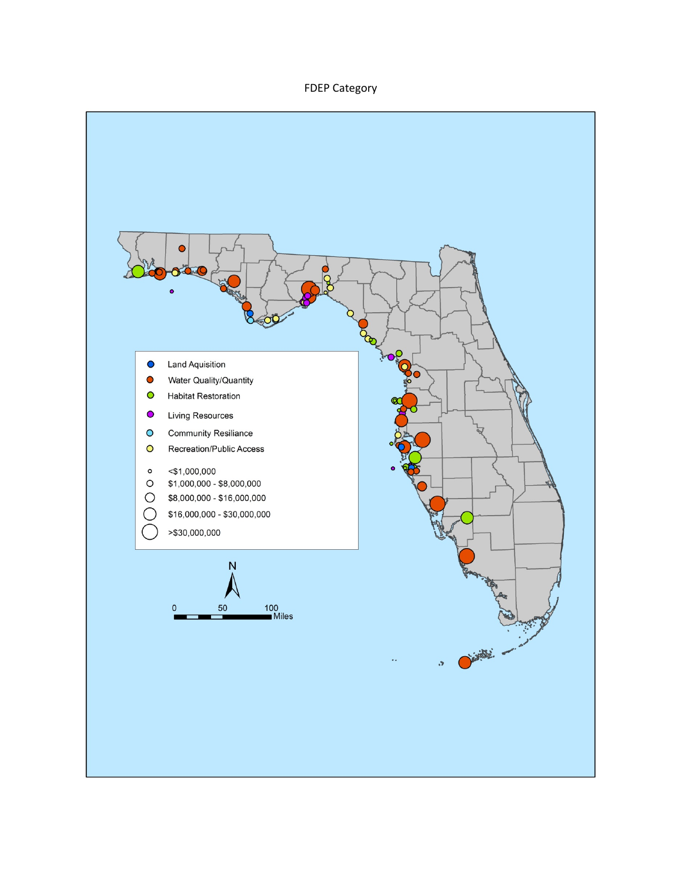FDEP Category

- Land Aquisition
- Water Quality/Quantity
- Habitat Restoration
- Living Resources
- Community Resiliance
- Recreation/Public Access

- <$1,000,000
- $1,000,000 - $8,000,000
- $8,000,000 - $16,000,000
- $16,000,000 - $30,000,000
- >$30,000,000

N

0 50 100 Miles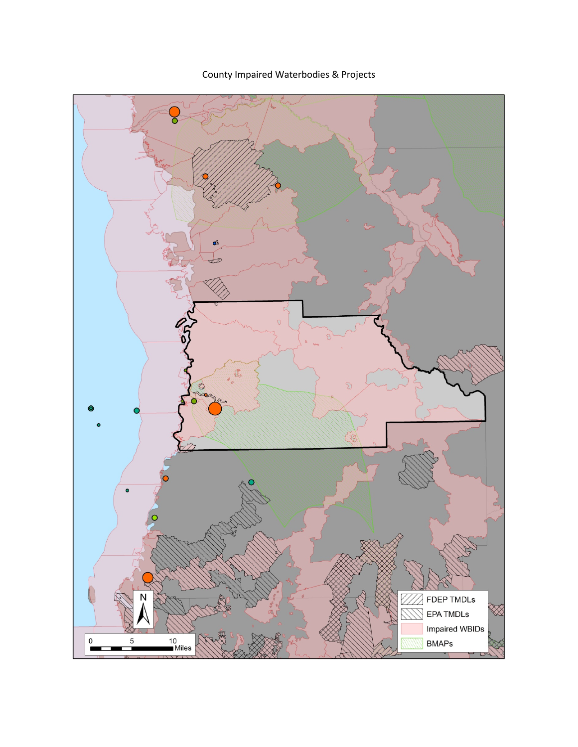County Impaired Waterbodies & Projects

FDEP TMDLs

EPA TMDLs

Impaired WBIDs

BMAPs

N

0 5 10 Miles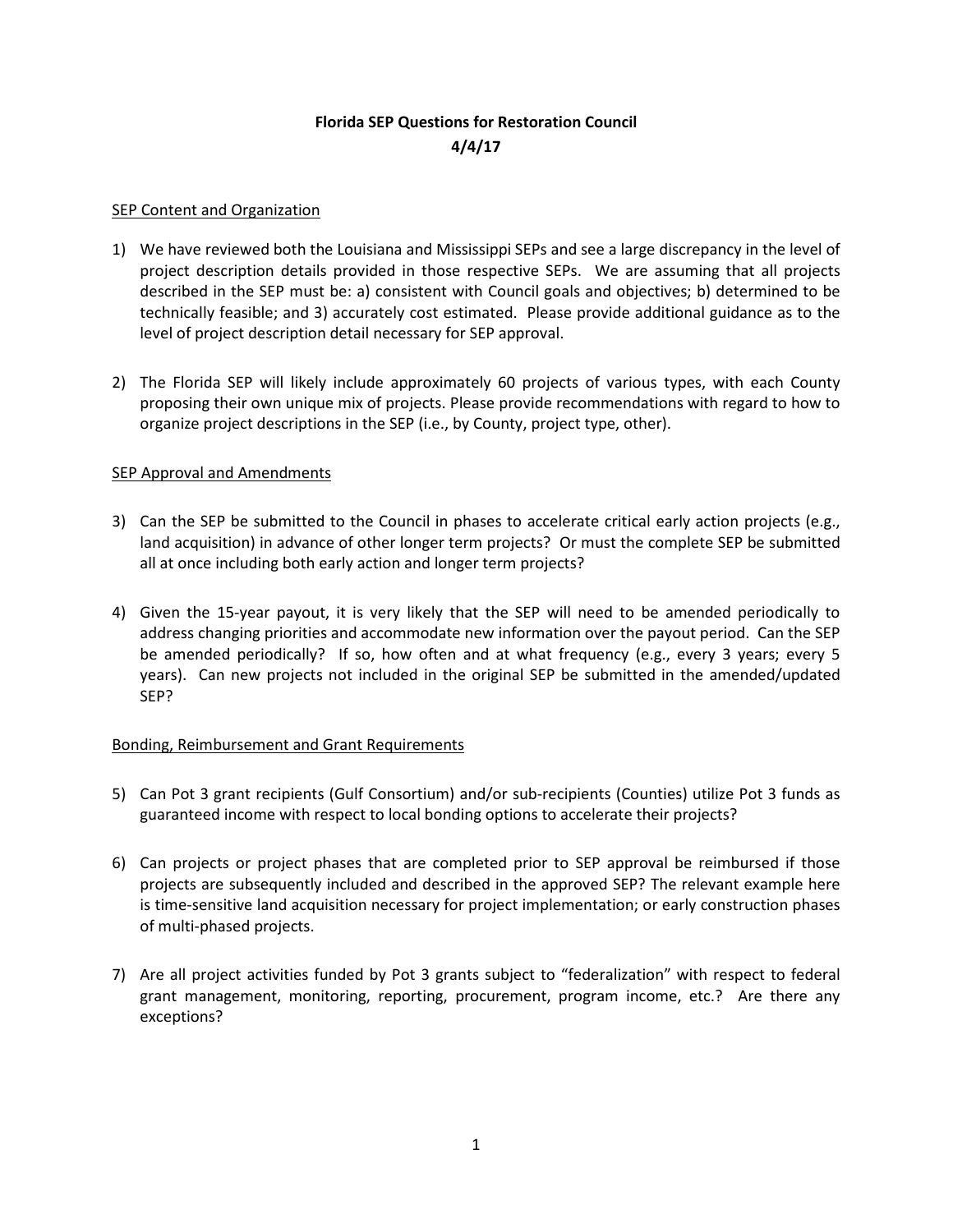**Florida SEP Questions for Restoration Council**
**4/4/17**

<u>SEP Content and Organization</u>

1) We have reviewed both the Louisiana and Mississippi SEPs and see a large discrepancy in the level of project description details provided in those respective SEPs. We are assuming that all projects described in the SEP must be: a) consistent with Council goals and objectives; b) determined to be technically feasible; and 3) accurately cost estimated. Please provide additional guidance as to the level of project description detail necessary for SEP approval.

2) The Florida SEP will likely include approximately 60 projects of various types, with each County proposing their own unique mix of projects. Please provide recommendations with regard to how to organize project descriptions in the SEP (i.e., by County, project type, other).

<u>SEP Approval and Amendments</u>

3) Can the SEP be submitted to the Council in phases to accelerate critical early action projects (e.g., land acquisition) in advance of other longer term projects? Or must the complete SEP be submitted all at once including both early action and longer term projects?

4) Given the 15-year payout, it is very likely that the SEP will need to be amended periodically to address changing priorities and accommodate new information over the payout period. Can the SEP be amended periodically? If so, how often and at what frequency (e.g., every 3 years; every 5 years). Can new projects not included in the original SEP be submitted in the amended/updated SEP?

<u>Bonding, Reimbursement and Grant Requirements</u>

5) Can Pot 3 grant recipients (Gulf Consortium) and/or sub-recipients (Counties) utilize Pot 3 funds as guaranteed income with respect to local bonding options to accelerate their projects?

6) Can projects or project phases that are completed prior to SEP approval be reimbursed if those projects are subsequently included and described in the approved SEP? The relevant example here is time-sensitive land acquisition necessary for project implementation; or early construction phases of multi-phased projects.

7) Are all project activities funded by Pot 3 grants subject to "federalization" with respect to federal grant management, monitoring, reporting, procurement, program income, etc.? Are there any exceptions?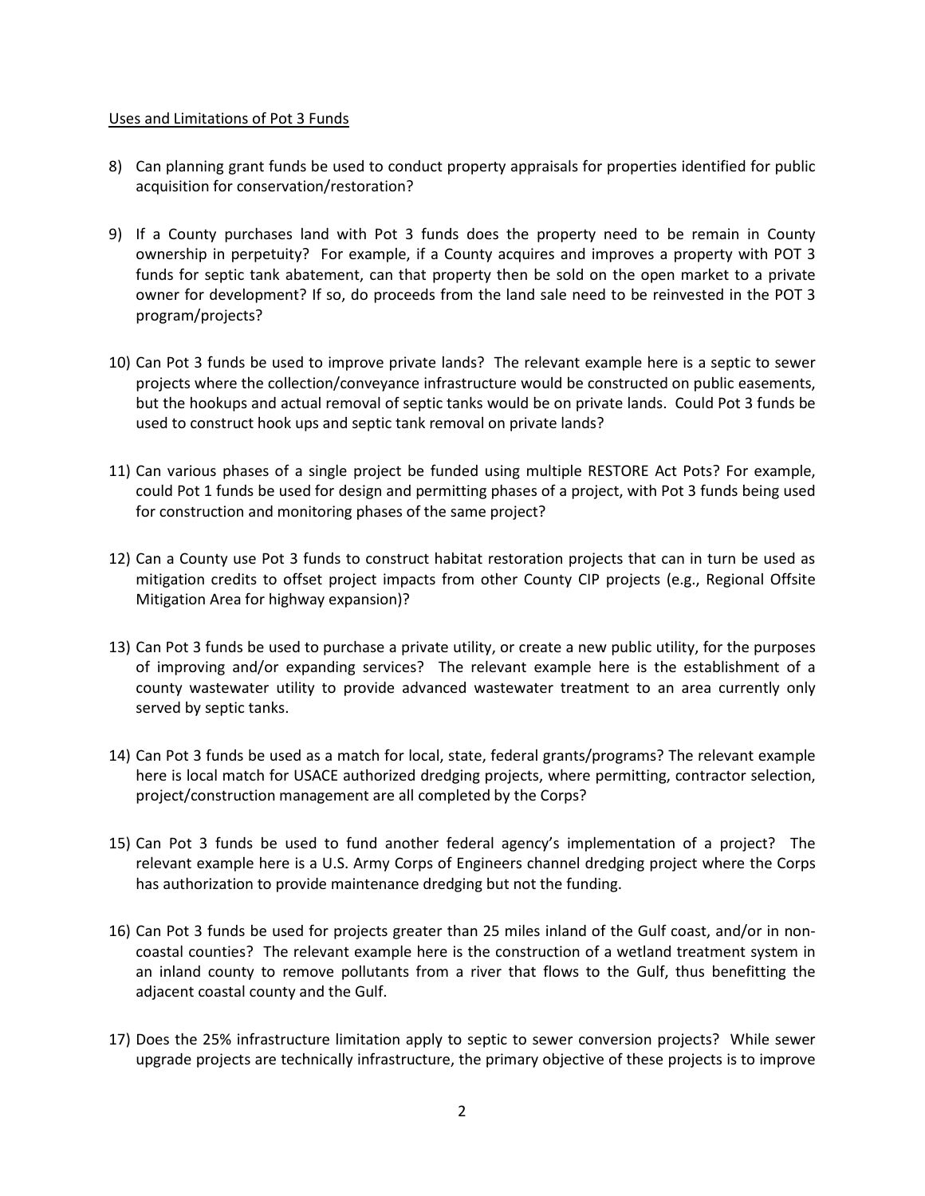Uses and Limitations of Pot 3 Funds

8) Can planning grant funds be used to conduct property appraisals for properties identified for public acquisition for conservation/restoration?

9) If a County purchases land with Pot 3 funds does the property need to be remain in County ownership in perpetuity? For example, if a County acquires and improves a property with POT 3 funds for septic tank abatement, can that property then be sold on the open market to a private owner for development? If so, do proceeds from the land sale need to be reinvested in the POT 3 program/projects?

10) Can Pot 3 funds be used to improve private lands? The relevant example here is a septic to sewer projects where the collection/conveyance infrastructure would be constructed on public easements, but the hookups and actual removal of septic tanks would be on private lands. Could Pot 3 funds be used to construct hook ups and septic tank removal on private lands?

11) Can various phases of a single project be funded using multiple RESTORE Act Pots? For example, could Pot 1 funds be used for design and permitting phases of a project, with Pot 3 funds being used for construction and monitoring phases of the same project?

12) Can a County use Pot 3 funds to construct habitat restoration projects that can in turn be used as mitigation credits to offset project impacts from other County CIP projects (e.g., Regional Offsite Mitigation Area for highway expansion)?

13) Can Pot 3 funds be used to purchase a private utility, or create a new public utility, for the purposes of improving and/or expanding services? The relevant example here is the establishment of a county wastewater utility to provide advanced wastewater treatment to an area currently only served by septic tanks.

14) Can Pot 3 funds be used as a match for local, state, federal grants/programs? The relevant example here is local match for USACE authorized dredging projects, where permitting, contractor selection, project/construction management are all completed by the Corps?

15) Can Pot 3 funds be used to fund another federal agency's implementation of a project? The relevant example here is a U.S. Army Corps of Engineers channel dredging project where the Corps has authorization to provide maintenance dredging but not the funding.

16) Can Pot 3 funds be used for projects greater than 25 miles inland of the Gulf coast, and/or in non-coastal counties? The relevant example here is the construction of a wetland treatment system in an inland county to remove pollutants from a river that flows to the Gulf, thus benefitting the adjacent coastal county and the Gulf.

17) Does the 25% infrastructure limitation apply to septic to sewer conversion projects? While sewer upgrade projects are technically infrastructure, the primary objective of these projects is to improve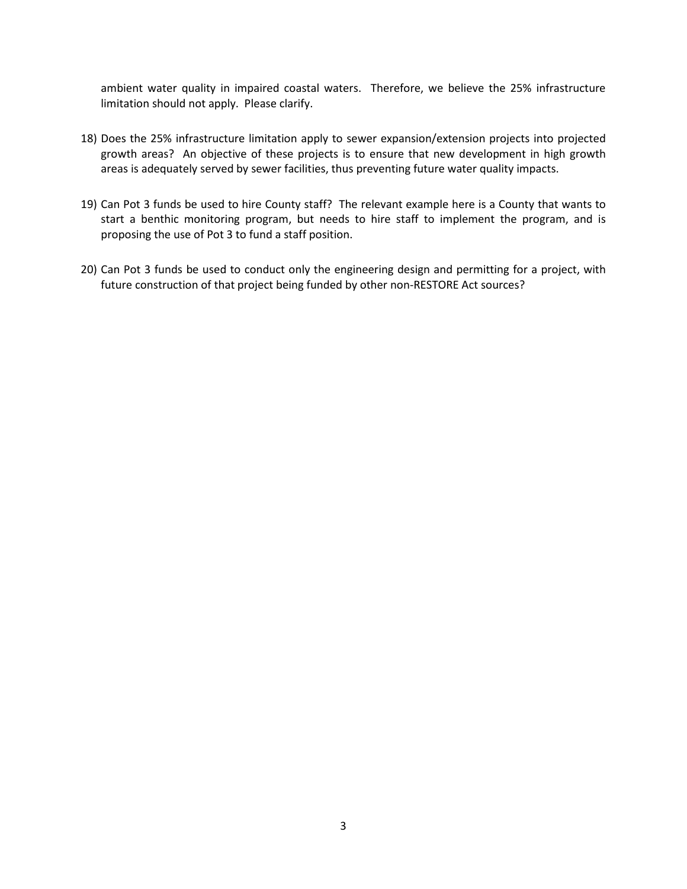ambient water quality in impaired coastal waters. Therefore, we believe the 25% infrastructure limitation should not apply. Please clarify.

18) Does the 25% infrastructure limitation apply to sewer expansion/extension projects into projected growth areas? An objective of these projects is to ensure that new development in high growth areas is adequately served by sewer facilities, thus preventing future water quality impacts.

19) Can Pot 3 funds be used to hire County staff? The relevant example here is a County that wants to start a benthic monitoring program, but needs to hire staff to implement the program, and is proposing the use of Pot 3 to fund a staff position.

20) Can Pot 3 funds be used to conduct only the engineering design and permitting for a project, with future construction of that project being funded by other non-RESTORE Act sources?